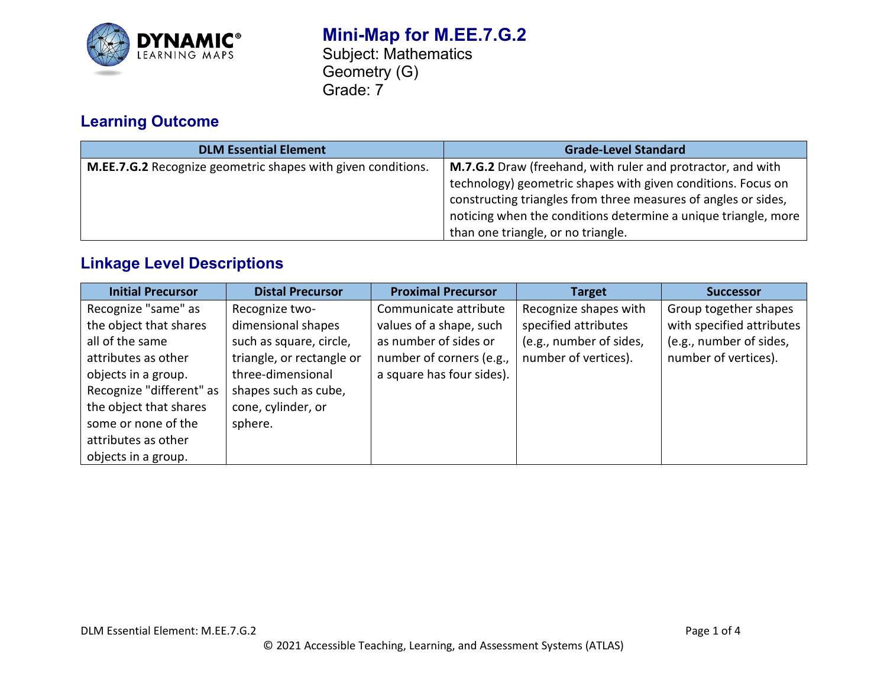# Mini-Map for M.EE.7.G.2

Subject: Mathematics
Geometry (G)
Grade: 7

## Learning Outcome

| DLM Essential Element | Grade-Level Standard |
| --- | --- |
| **M.EE.7.G.2** Recognize geometric shapes with given conditions. | **M.7.G.2** Draw (freehand, with ruler and protractor, and with technology) geometric shapes with given conditions. Focus on constructing triangles from three measures of angles or sides, noticing when the conditions determine a unique triangle, more than one triangle, or no triangle. |

## Linkage Level Descriptions

| Initial Precursor | Distal Precursor | Proximal Precursor | Target | Successor |
| --- | --- | --- | --- | --- |
| Recognize "same" as the object that shares all of the same attributes as other objects in a group. Recognize "different" as the object that shares some or none of the attributes as other objects in a group. | Recognize two-dimensional shapes such as square, circle, triangle, or rectangle or three-dimensional shapes such as cube, cone, cylinder, or sphere. | Communicate attribute values of a shape, such as number of sides or number of corners (e.g., a square has four sides). | Recognize shapes with specified attributes (e.g., number of sides, number of vertices). | Group together shapes with specified attributes (e.g., number of sides, number of vertices). |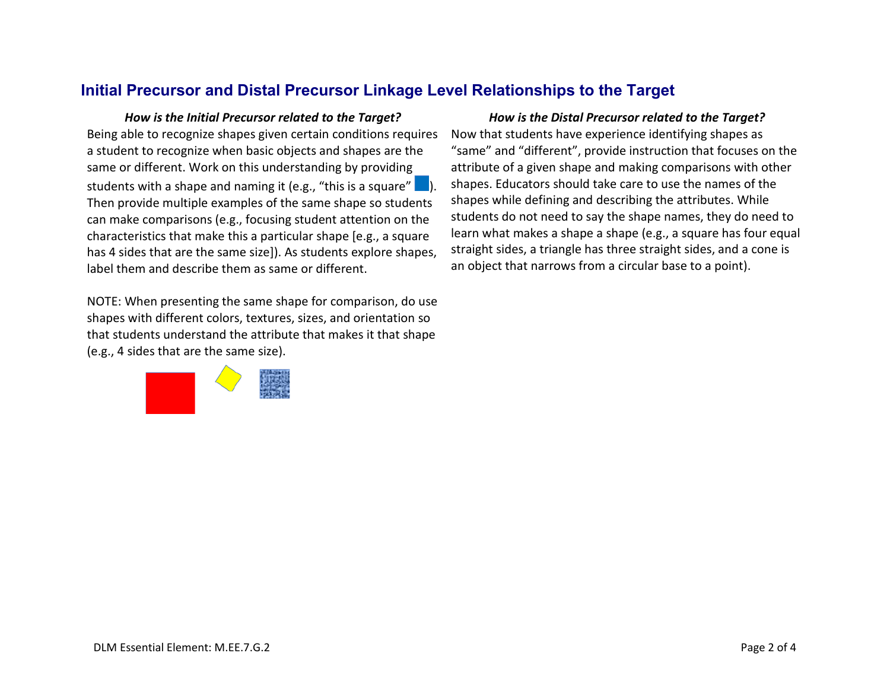## Initial Precursor and Distal Precursor Linkage Level Relationships to the Target

***How is the Initial Precursor related to the Target?***

Being able to recognize shapes given certain conditions requires a student to recognize when basic objects and shapes are the same or different. Work on this understanding by providing students with a shape and naming it (e.g., "this is a square" ). Then provide multiple examples of the same shape so students can make comparisons (e.g., focusing student attention on the characteristics that make this a particular shape [e.g., a square has 4 sides that are the same size]). As students explore shapes, label them and describe them as same or different.

NOTE: When presenting the same shape for comparison, do use shapes with different colors, textures, sizes, and orientation so that students understand the attribute that makes it that shape (e.g., 4 sides that are the same size).

***How is the Distal Precursor related to the Target?***

Now that students have experience identifying shapes as "same" and "different", provide instruction that focuses on the attribute of a given shape and making comparisons with other shapes. Educators should take care to use the names of the shapes while defining and describing the attributes. While students do not need to say the shape names, they do need to learn what makes a shape a shape (e.g., a square has four equal straight sides, a triangle has three straight sides, and a cone is an object that narrows from a circular base to a point).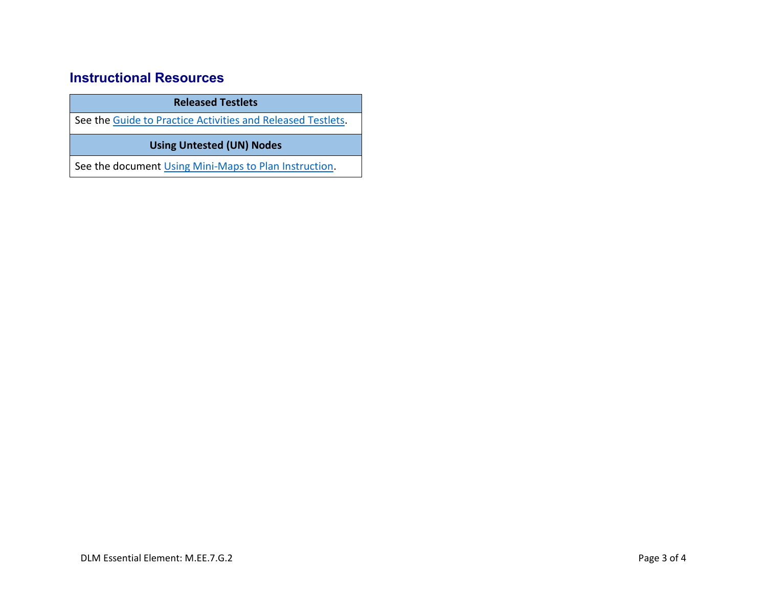## Instructional Resources

| Released Testlets |
| --- |
| See the Guide to Practice Activities and Released Testlets. |
| **Using Untested (UN) Nodes** |
| See the document Using Mini-Maps to Plan Instruction. |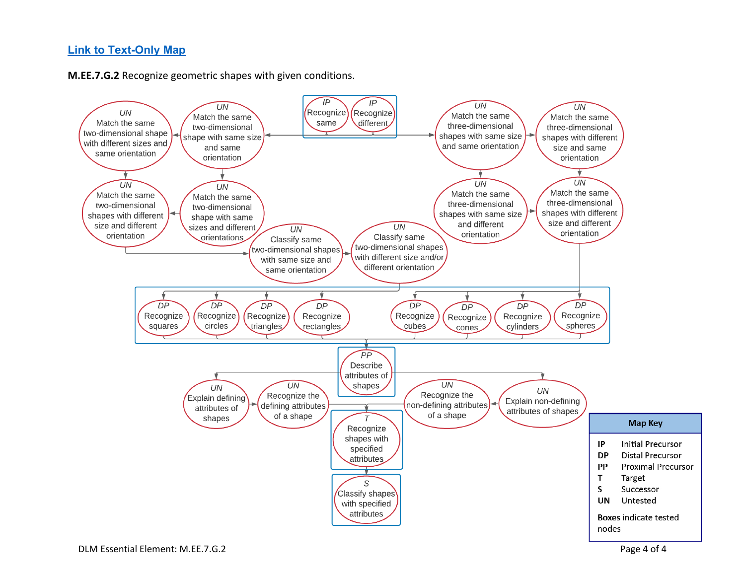[Link to Text-Only Map]

**M.EE.7.G.2** Recognize geometric shapes with given conditions.

IP
Recognize same

IP
Recognize different

UN
Match the same two-dimensional shape with different sizes and same orientation

UN
Match the same two-dimensional shape with same size and same orientation

UN
Match the same three-dimensional shapes with same size and same orientation

UN
Match the same three-dimensional shapes with different size and same orientation

UN
Match the same two-dimensional shapes with different size and different orientation

UN
Match the same two-dimensional shape with same sizes and different orientations

UN
Match the same three-dimensional shapes with same size and different orientation

UN
Match the same three-dimensional shapes with different size and different orientation

UN
Classify same two-dimensional shapes with same size and same orientation

UN
Classify same two-dimensional shapes with different size and/or different orientation

DP
Recognize squares

DP
Recognize circles

DP
Recognize triangles

DP
Recognize rectangles

DP
Recognize cubes

DP
Recognize cones

DP
Recognize cylinders

DP
Recognize spheres

PP
Describe attributes of shapes

UN
Explain defining attributes of shapes

UN
Recognize the defining attributes of a shape

UN
Recognize the non-defining attributes of a shape

UN
Explain non-defining attributes of shapes

T
Recognize shapes with specified attributes

S
Classify shapes with specified attributes

| Map Key | |
|---|---|
| **IP** | Initial Precursor |
| **DP** | Distal Precursor |
| **PP** | Proximal Precursor |
| **T** | Target |
| **S** | Successor |
| **UN** | Untested |

**Boxes** indicate tested nodes

DLM Essential Element: M.EE.7.G.2